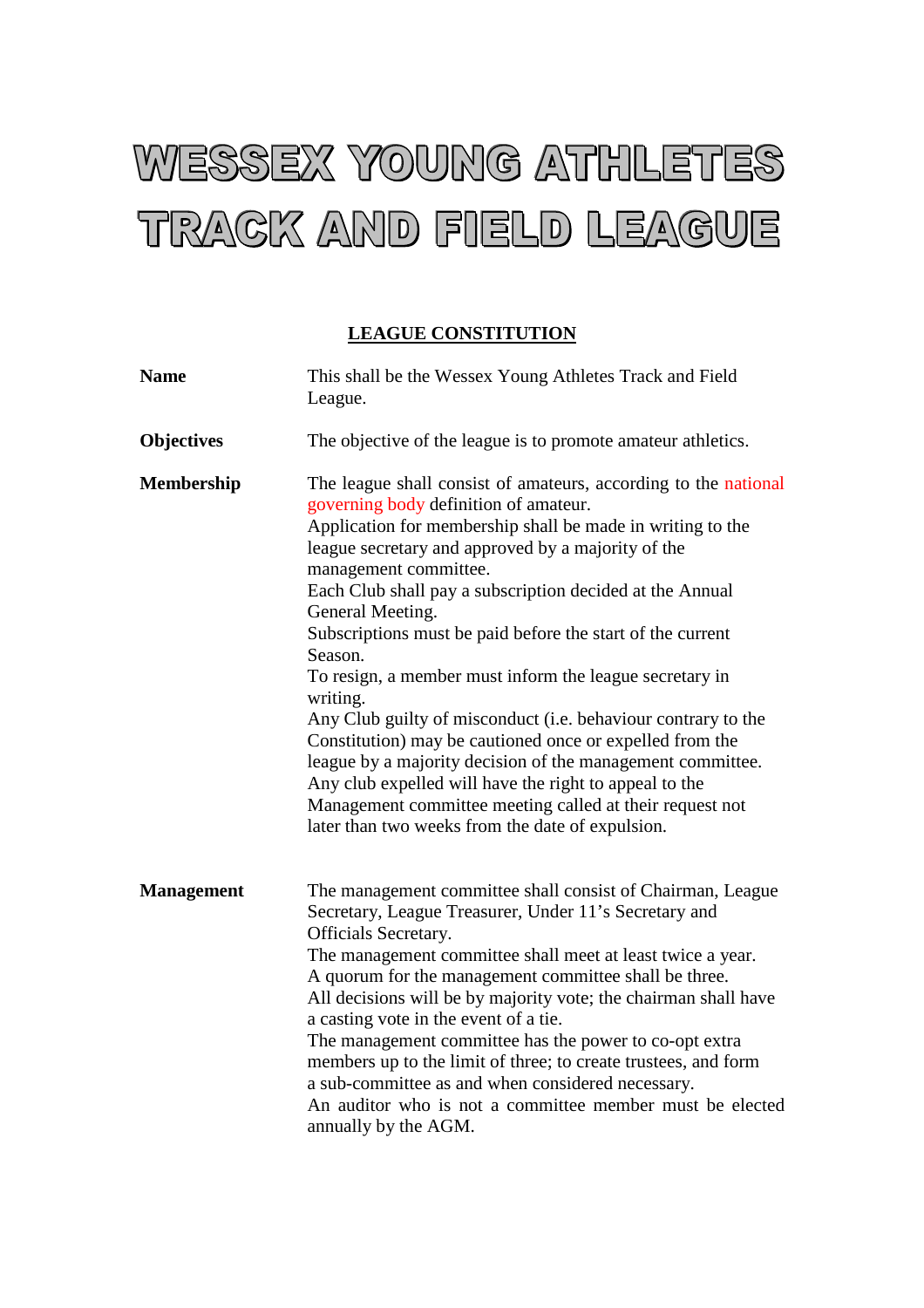# WESSEX YOUNG ATHLETES TRACK AND FIELD LEAGUE

## LEAGUE CONSTITUTION

**Name**

This shall be the Wessex Young Athletes Track and Field League.

**Objectives**

The objective of the league is to promote amateur athletics.

**Membership**

The league shall consist of amateurs, according to the national governing body definition of amateur.
Application for membership shall be made in writing to the league secretary and approved by a majority of the management committee.
Each Club shall pay a subscription decided at the Annual General Meeting.
Subscriptions must be paid before the start of the current Season.
To resign, a member must inform the league secretary in writing.
Any Club guilty of misconduct (i.e. behaviour contrary to the Constitution) may be cautioned once or expelled from the league by a majority decision of the management committee.
Any club expelled will have the right to appeal to the Management committee meeting called at their request not later than two weeks from the date of expulsion.

**Management**

The management committee shall consist of Chairman, League Secretary, League Treasurer, Under 11's Secretary and Officials Secretary.
The management committee shall meet at least twice a year.
A quorum for the management committee shall be three.
All decisions will be by majority vote; the chairman shall have a casting vote in the event of a tie.
The management committee has the power to co-opt extra members up to the limit of three; to create trustees, and form a sub-committee as and when considered necessary.
An auditor who is not a committee member must be elected annually by the AGM.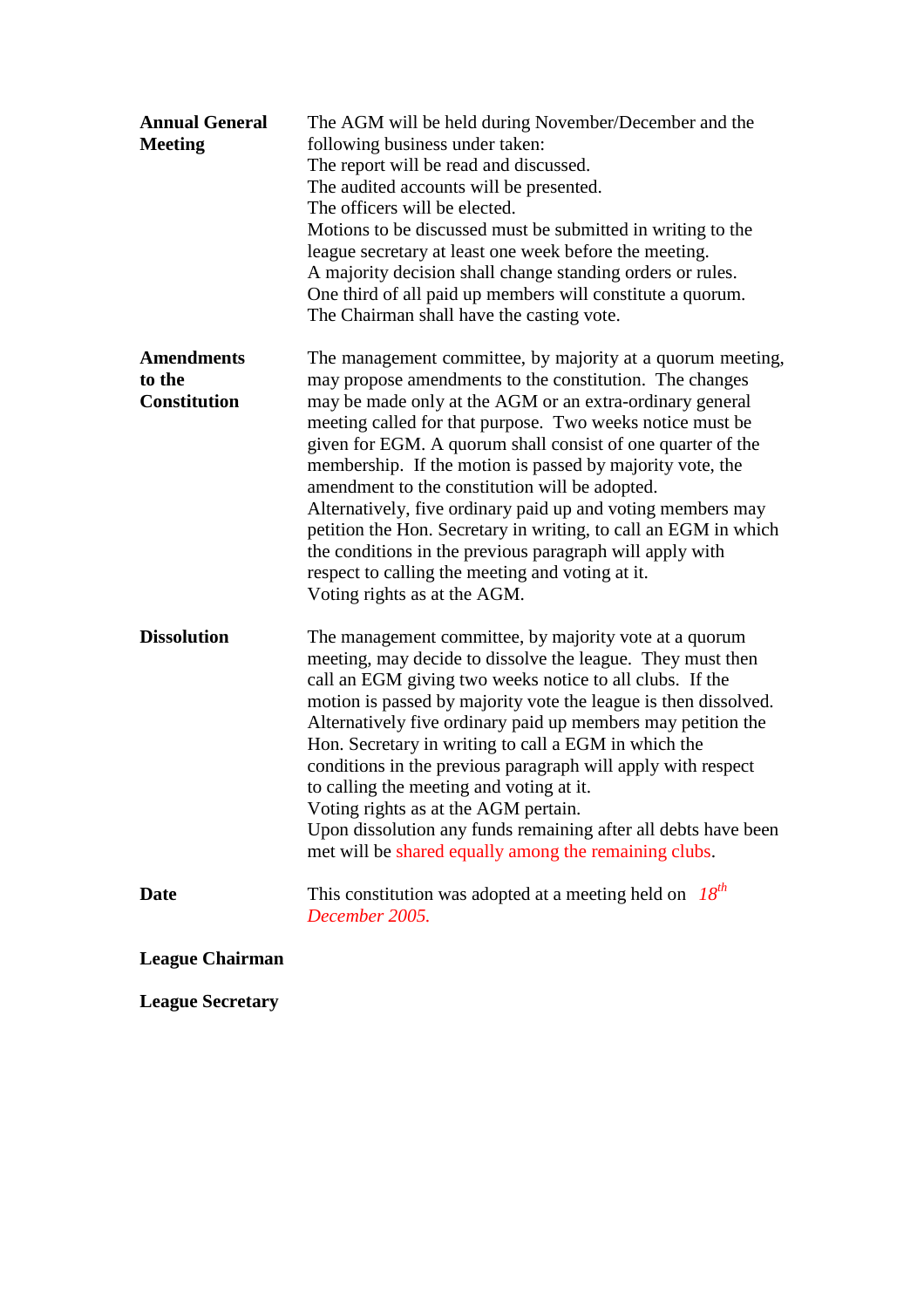**Annual General Meeting**

The AGM will be held during November/December and the following business under taken:
The report will be read and discussed.
The audited accounts will be presented.
The officers will be elected.
Motions to be discussed must be submitted in writing to the league secretary at least one week before the meeting.
A majority decision shall change standing orders or rules.
One third of all paid up members will constitute a quorum.
The Chairman shall have the casting vote.

**Amendments to the Constitution**

The management committee, by majority at a quorum meeting, may propose amendments to the constitution. The changes may be made only at the AGM or an extra-ordinary general meeting called for that purpose. Two weeks notice must be given for EGM. A quorum shall consist of one quarter of the membership. If the motion is passed by majority vote, the amendment to the constitution will be adopted.
Alternatively, five ordinary paid up and voting members may petition the Hon. Secretary in writing, to call an EGM in which the conditions in the previous paragraph will apply with respect to calling the meeting and voting at it.
Voting rights as at the AGM.

**Dissolution**

The management committee, by majority vote at a quorum meeting, may decide to dissolve the league. They must then call an EGM giving two weeks notice to all clubs. If the motion is passed by majority vote the league is then dissolved.
Alternatively five ordinary paid up members may petition the Hon. Secretary in writing to call a EGM in which the conditions in the previous paragraph will apply with respect to calling the meeting and voting at it.
Voting rights as at the AGM pertain.
Upon dissolution any funds remaining after all debts have been met will be shared equally among the remaining clubs.

**Date**

This constitution was adopted at a meeting held on *18th December 2005.*

**League Chairman**

**League Secretary**